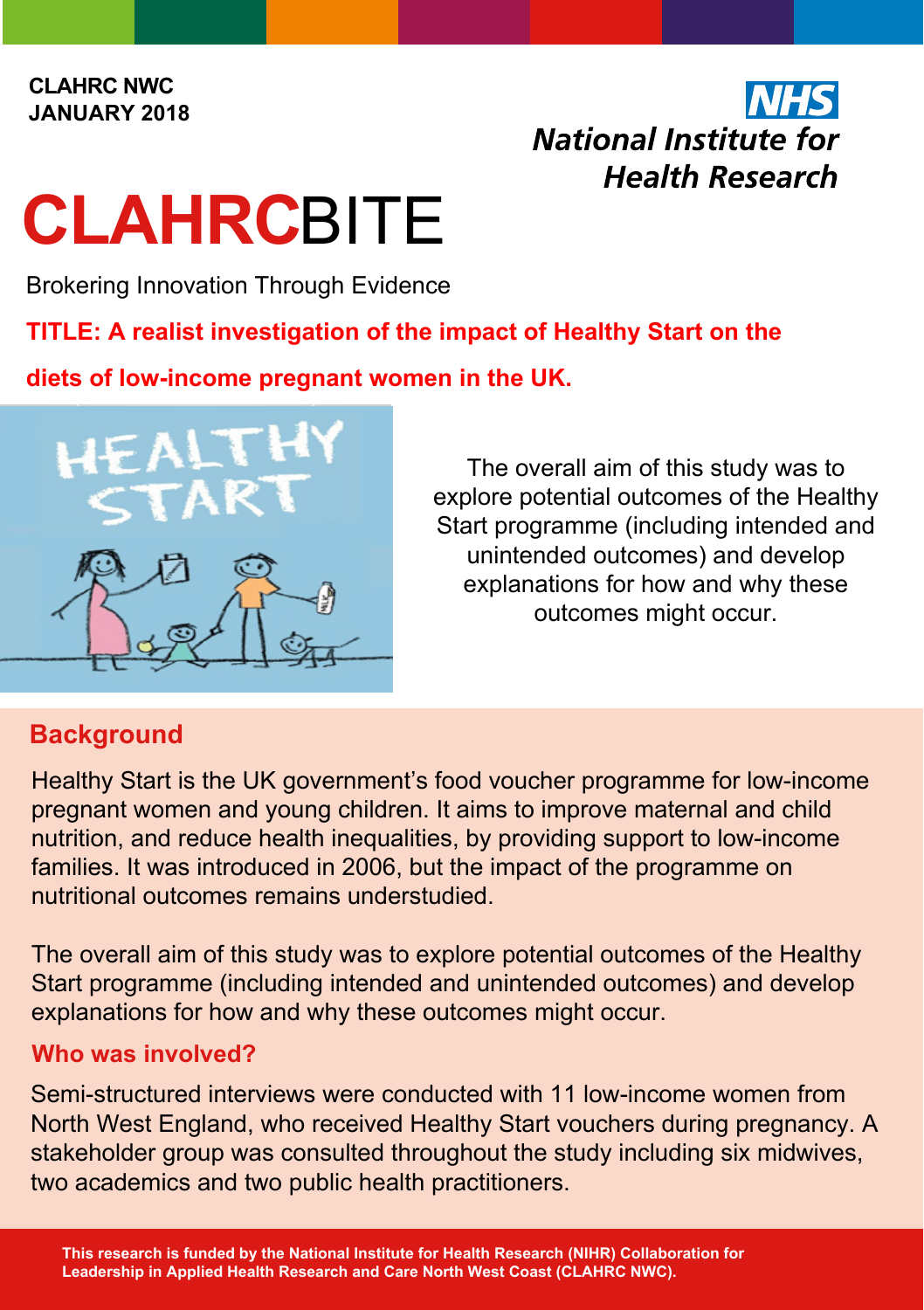**CLAHRC NWC**
**JANUARY 2018**

National Institute for Health Research

# CLAHRCBITE

Brokering Innovation Through Evidence

## TITLE: A realist investigation of the impact of Healthy Start on the diets of low-income pregnant women in the UK.

The overall aim of this study was to explore potential outcomes of the Healthy Start programme (including intended and unintended outcomes) and develop explanations for how and why these outcomes might occur.

## Background

Healthy Start is the UK government's food voucher programme for low-income pregnant women and young children. It aims to improve maternal and child nutrition, and reduce health inequalities, by providing support to low-income families. It was introduced in 2006, but the impact of the programme on nutritional outcomes remains understudied.

The overall aim of this study was to explore potential outcomes of the Healthy Start programme (including intended and unintended outcomes) and develop explanations for how and why these outcomes might occur.

### Who was involved?

Semi-structured interviews were conducted with 11 low-income women from North West England, who received Healthy Start vouchers during pregnancy. A stakeholder group was consulted throughout the study including six midwives, two academics and two public health practitioners.

**This research is funded by the National Institute for Health Research (NIHR) Collaboration for Leadership in Applied Health Research and Care North West Coast (CLAHRC NWC).**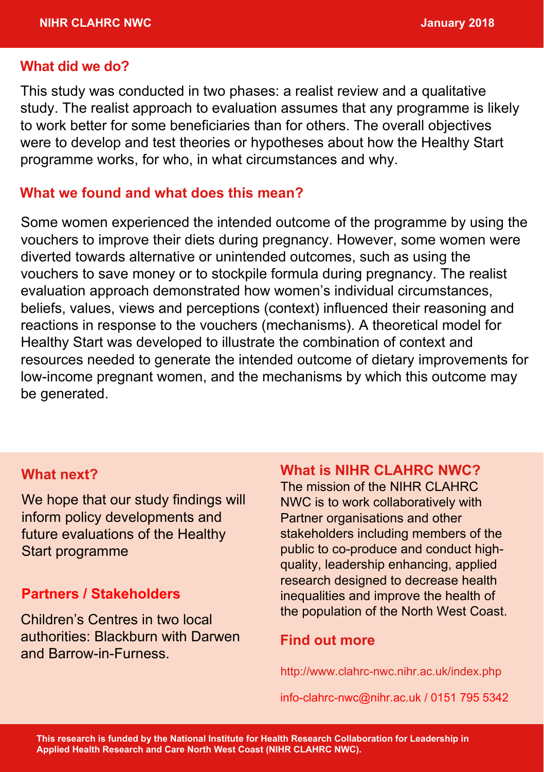## What did we do?

This study was conducted in two phases: a realist review and a qualitative study. The realist approach to evaluation assumes that any programme is likely to work better for some beneficiaries than for others. The overall objectives were to develop and test theories or hypotheses about how the Healthy Start programme works, for who, in what circumstances and why.

## What we found and what does this mean?

Some women experienced the intended outcome of the programme by using the vouchers to improve their diets during pregnancy. However, some women were diverted towards alternative or unintended outcomes, such as using the vouchers to save money or to stockpile formula during pregnancy. The realist evaluation approach demonstrated how women's individual circumstances, beliefs, values, views and perceptions (context) influenced their reasoning and reactions in response to the vouchers (mechanisms). A theoretical model for Healthy Start was developed to illustrate the combination of context and resources needed to generate the intended outcome of dietary improvements for low-income pregnant women, and the mechanisms by which this outcome may be generated.

## What next?

We hope that our study findings will inform policy developments and future evaluations of the Healthy Start programme

## Partners / Stakeholders

Children's Centres in two local authorities: Blackburn with Darwen and Barrow-in-Furness.

## What is NIHR CLAHRC NWC?

The mission of the NIHR CLAHRC NWC is to work collaboratively with Partner organisations and other stakeholders including members of the public to co-produce and conduct high-quality, leadership enhancing, applied research designed to decrease health inequalities and improve the health of the population of the North West Coast.

## Find out more

http://www.clahrc-nwc.nihr.ac.uk/index.php

info-clahrc-nwc@nihr.ac.uk / 0151 795 5342

**This research is funded by the National Institute for Health Research Collaboration for Leadership in Applied Health Research and Care North West Coast (NIHR CLAHRC NWC).**